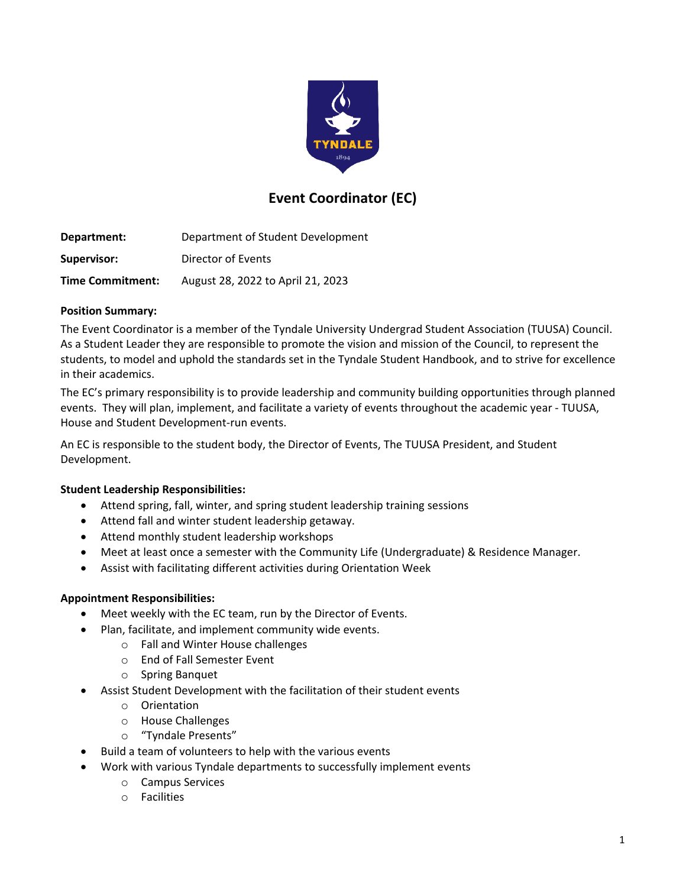# Event Coordinator (EC)

**Department:** Department of Student Development

**Supervisor:** Director of Events

**Time Commitment:** August 28, 2022 to April 21, 2023

**Position Summary:**

The Event Coordinator is a member of the Tyndale University Undergrad Student Association (TUUSA) Council. As a Student Leader they are responsible to promote the vision and mission of the Council, to represent the students, to model and uphold the standards set in the Tyndale Student Handbook, and to strive for excellence in their academics.

The EC's primary responsibility is to provide leadership and community building opportunities through planned events. They will plan, implement, and facilitate a variety of events throughout the academic year - TUUSA, House and Student Development-run events.

An EC is responsible to the student body, the Director of Events, The TUUSA President, and Student Development.

**Student Leadership Responsibilities:**

- Attend spring, fall, winter, and spring student leadership training sessions
- Attend fall and winter student leadership getaway.
- Attend monthly student leadership workshops
- Meet at least once a semester with the Community Life (Undergraduate) & Residence Manager.
- Assist with facilitating different activities during Orientation Week

**Appointment Responsibilities:**

- Meet weekly with the EC team, run by the Director of Events.
- Plan, facilitate, and implement community wide events.
  - Fall and Winter House challenges
  - End of Fall Semester Event
  - Spring Banquet
- Assist Student Development with the facilitation of their student events
  - Orientation
  - House Challenges
  - "Tyndale Presents"
- Build a team of volunteers to help with the various events
- Work with various Tyndale departments to successfully implement events
  - Campus Services
  - Facilities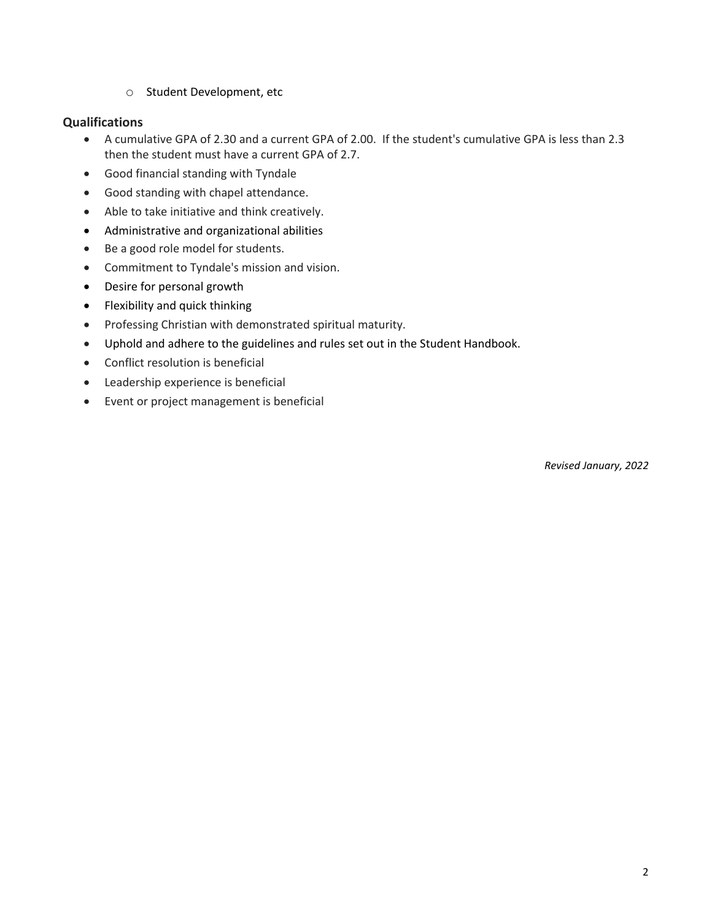- Student Development, etc

## Qualifications

- A cumulative GPA of 2.30 and a current GPA of 2.00. If the student's cumulative GPA is less than 2.3 then the student must have a current GPA of 2.7.
- Good financial standing with Tyndale
- Good standing with chapel attendance.
- Able to take initiative and think creatively.
- Administrative and organizational abilities
- Be a good role model for students.
- Commitment to Tyndale's mission and vision.
- Desire for personal growth
- Flexibility and quick thinking
- Professing Christian with demonstrated spiritual maturity.
- Uphold and adhere to the guidelines and rules set out in the Student Handbook.
- Conflict resolution is beneficial
- Leadership experience is beneficial
- Event or project management is beneficial

*Revised January, 2022*